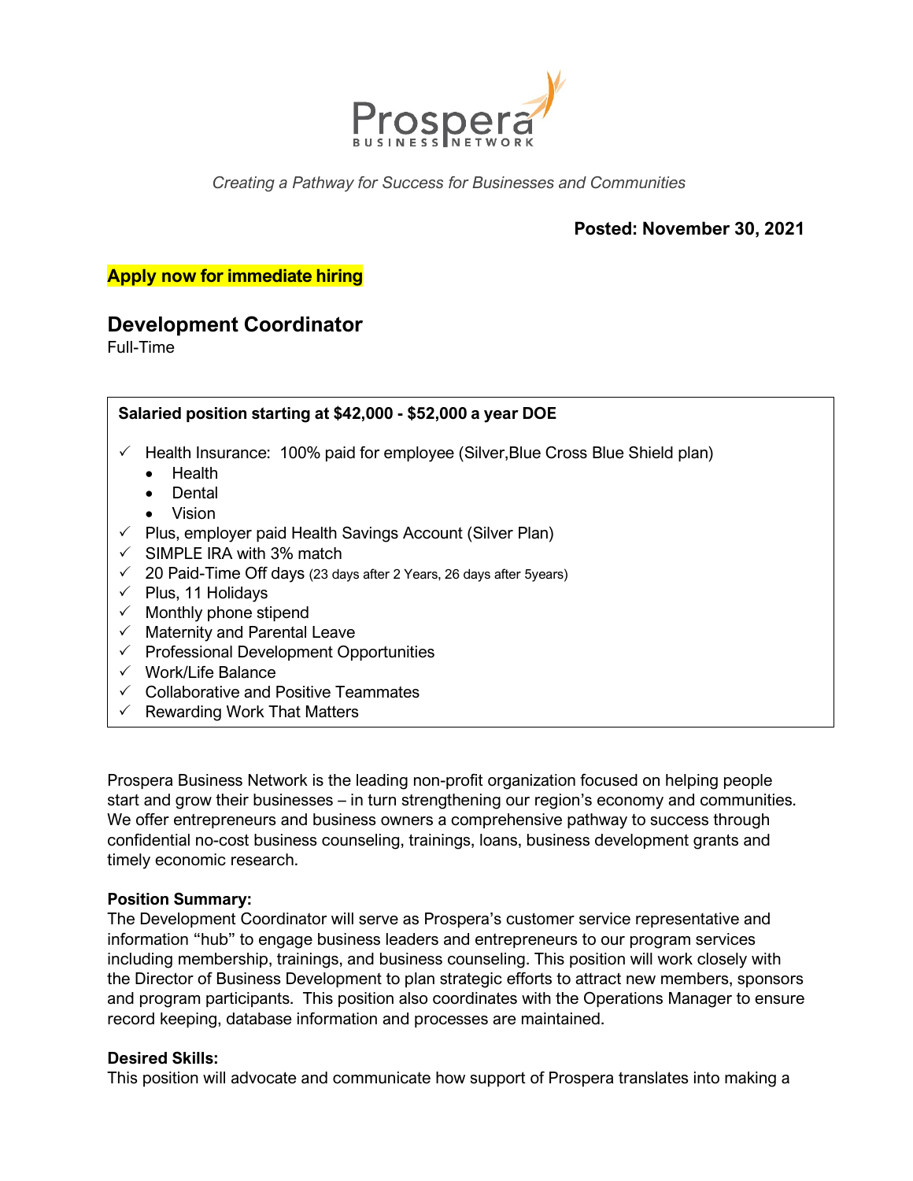Prospera
BUSINESS NETWORK

*Creating a Pathway for Success for Businesses and Communities*

**Posted: November 30, 2021**

**Apply now for immediate hiring**

## Development Coordinator

Full-Time

**Salaried position starting at $42,000 - $52,000 a year DOE**

- ✓ Health Insurance: 100% paid for employee (Silver,Blue Cross Blue Shield plan)
  - Health
  - Dental
  - Vision
- ✓ Plus, employer paid Health Savings Account (Silver Plan)
- ✓ SIMPLE IRA with 3% match
- ✓ 20 Paid-Time Off days (23 days after 2 Years, 26 days after 5years)
- ✓ Plus, 11 Holidays
- ✓ Monthly phone stipend
- ✓ Maternity and Parental Leave
- ✓ Professional Development Opportunities
- ✓ Work/Life Balance
- ✓ Collaborative and Positive Teammates
- ✓ Rewarding Work That Matters

Prospera Business Network is the leading non-profit organization focused on helping people start and grow their businesses – in turn strengthening our region's economy and communities. We offer entrepreneurs and business owners a comprehensive pathway to success through confidential no-cost business counseling, trainings, loans, business development grants and timely economic research.

**Position Summary:**
The Development Coordinator will serve as Prospera's customer service representative and information "hub" to engage business leaders and entrepreneurs to our program services including membership, trainings, and business counseling. This position will work closely with the Director of Business Development to plan strategic efforts to attract new members, sponsors and program participants. This position also coordinates with the Operations Manager to ensure record keeping, database information and processes are maintained.

**Desired Skills:**
This position will advocate and communicate how support of Prospera translates into making a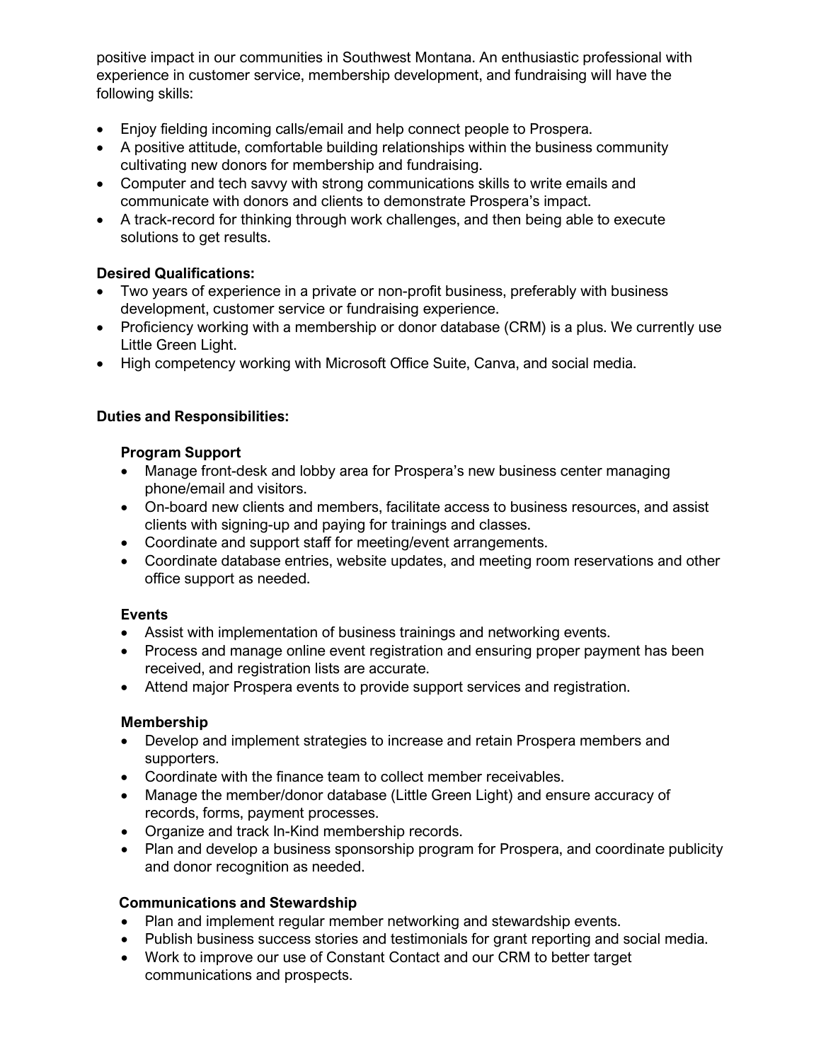positive impact in our communities in Southwest Montana. An enthusiastic professional with experience in customer service, membership development, and fundraising will have the following skills:

- Enjoy fielding incoming calls/email and help connect people to Prospera.
- A positive attitude, comfortable building relationships within the business community cultivating new donors for membership and fundraising.
- Computer and tech savvy with strong communications skills to write emails and communicate with donors and clients to demonstrate Prospera's impact.
- A track-record for thinking through work challenges, and then being able to execute solutions to get results.

**Desired Qualifications:**

- Two years of experience in a private or non-profit business, preferably with business development, customer service or fundraising experience.
- Proficiency working with a membership or donor database (CRM) is a plus. We currently use Little Green Light.
- High competency working with Microsoft Office Suite, Canva, and social media.

**Duties and Responsibilities:**

**Program Support**

- Manage front-desk and lobby area for Prospera's new business center managing phone/email and visitors.
- On-board new clients and members, facilitate access to business resources, and assist clients with signing-up and paying for trainings and classes.
- Coordinate and support staff for meeting/event arrangements.
- Coordinate database entries, website updates, and meeting room reservations and other office support as needed.

**Events**

- Assist with implementation of business trainings and networking events.
- Process and manage online event registration and ensuring proper payment has been received, and registration lists are accurate.
- Attend major Prospera events to provide support services and registration.

**Membership**

- Develop and implement strategies to increase and retain Prospera members and supporters.
- Coordinate with the finance team to collect member receivables.
- Manage the member/donor database (Little Green Light) and ensure accuracy of records, forms, payment processes.
- Organize and track In-Kind membership records.
- Plan and develop a business sponsorship program for Prospera, and coordinate publicity and donor recognition as needed.

**Communications and Stewardship**

- Plan and implement regular member networking and stewardship events.
- Publish business success stories and testimonials for grant reporting and social media.
- Work to improve our use of Constant Contact and our CRM to better target communications and prospects.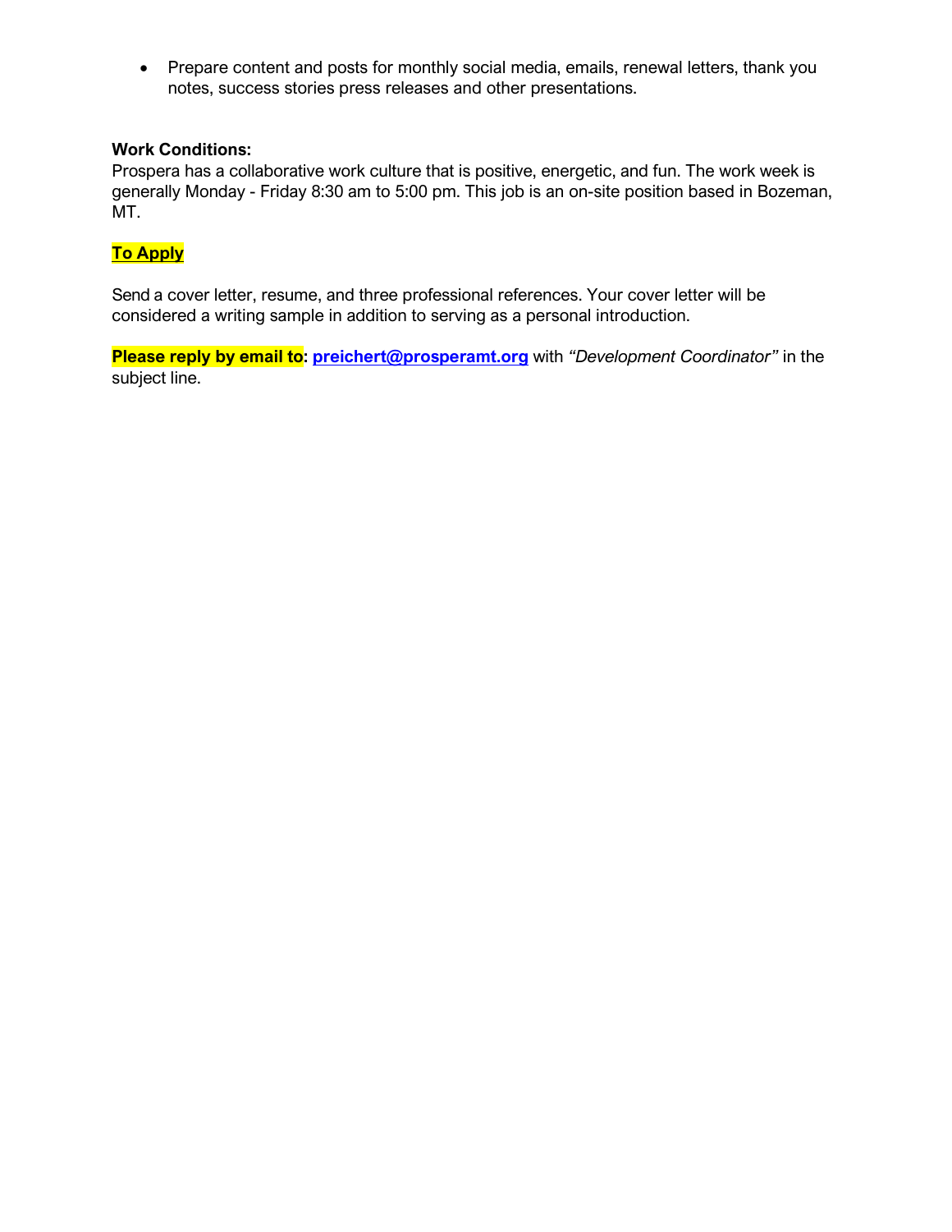- Prepare content and posts for monthly social media, emails, renewal letters, thank you notes, success stories press releases and other presentations.

**Work Conditions:**
Prospera has a collaborative work culture that is positive, energetic, and fun. The work week is generally Monday - Friday 8:30 am to 5:00 pm. This job is an on-site position based in Bozeman, MT.

**To Apply**

Send a cover letter, resume, and three professional references. Your cover letter will be considered a writing sample in addition to serving as a personal introduction.

**Please reply by email to:** **preichert@prosperamt.org** with *"Development Coordinator"* in the subject line.